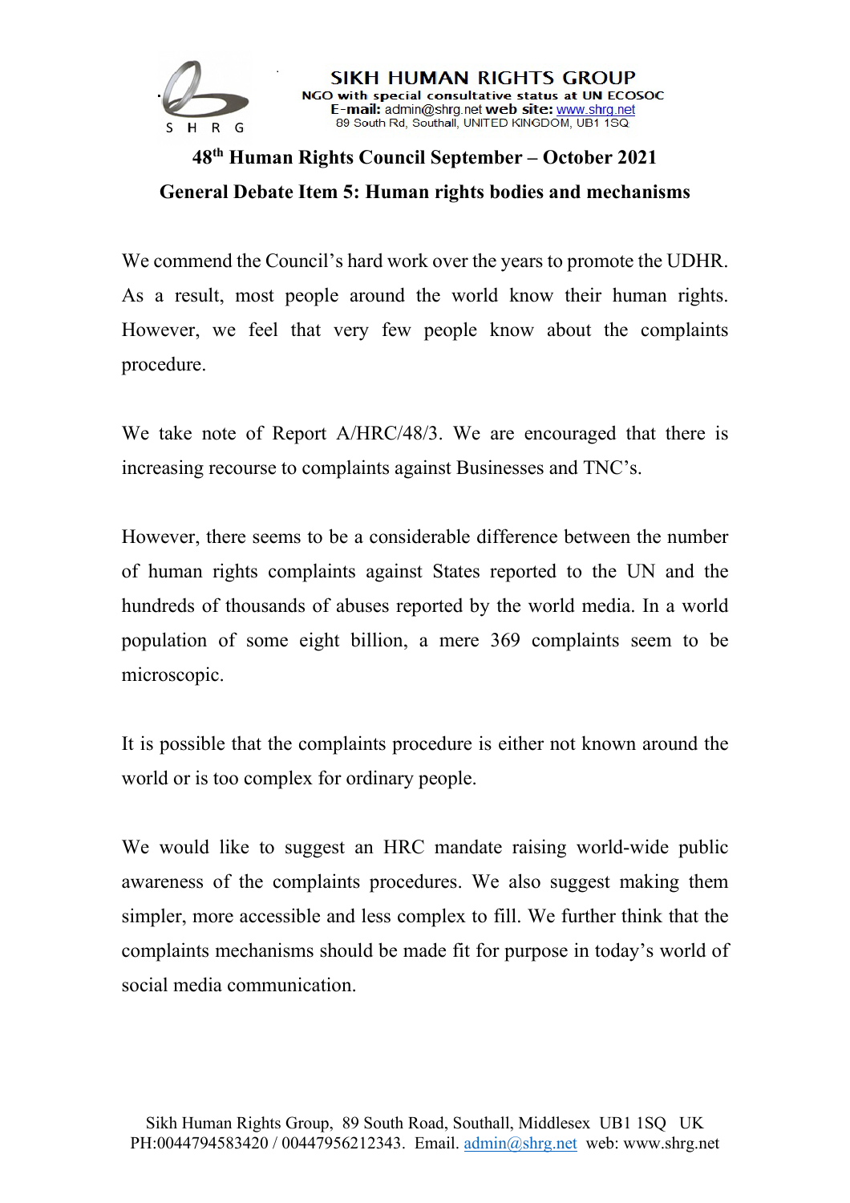SIKH HUMAN RIGHTS GROUP
NGO with special consultative status at UN ECOSOC
**E-mail:** admin@shrg.net **web site:** www.shrg.net
89 South Rd, Southall, UNITED KINGDOM, UB1 1SQ

## 48th Human Rights Council September – October 2021

## General Debate Item 5: Human rights bodies and mechanisms

We commend the Council's hard work over the years to promote the UDHR. As a result, most people around the world know their human rights. However, we feel that very few people know about the complaints procedure.

We take note of Report A/HRC/48/3. We are encouraged that there is increasing recourse to complaints against Businesses and TNC's.

However, there seems to be a considerable difference between the number of human rights complaints against States reported to the UN and the hundreds of thousands of abuses reported by the world media. In a world population of some eight billion, a mere 369 complaints seem to be microscopic.

It is possible that the complaints procedure is either not known around the world or is too complex for ordinary people.

We would like to suggest an HRC mandate raising world-wide public awareness of the complaints procedures. We also suggest making them simpler, more accessible and less complex to fill. We further think that the complaints mechanisms should be made fit for purpose in today's world of social media communication.

Sikh Human Rights Group, 89 South Road, Southall, Middlesex UB1 1SQ UK
PH:0044794583420 / 00447956212343. Email. admin@shrg.net web: www.shrg.net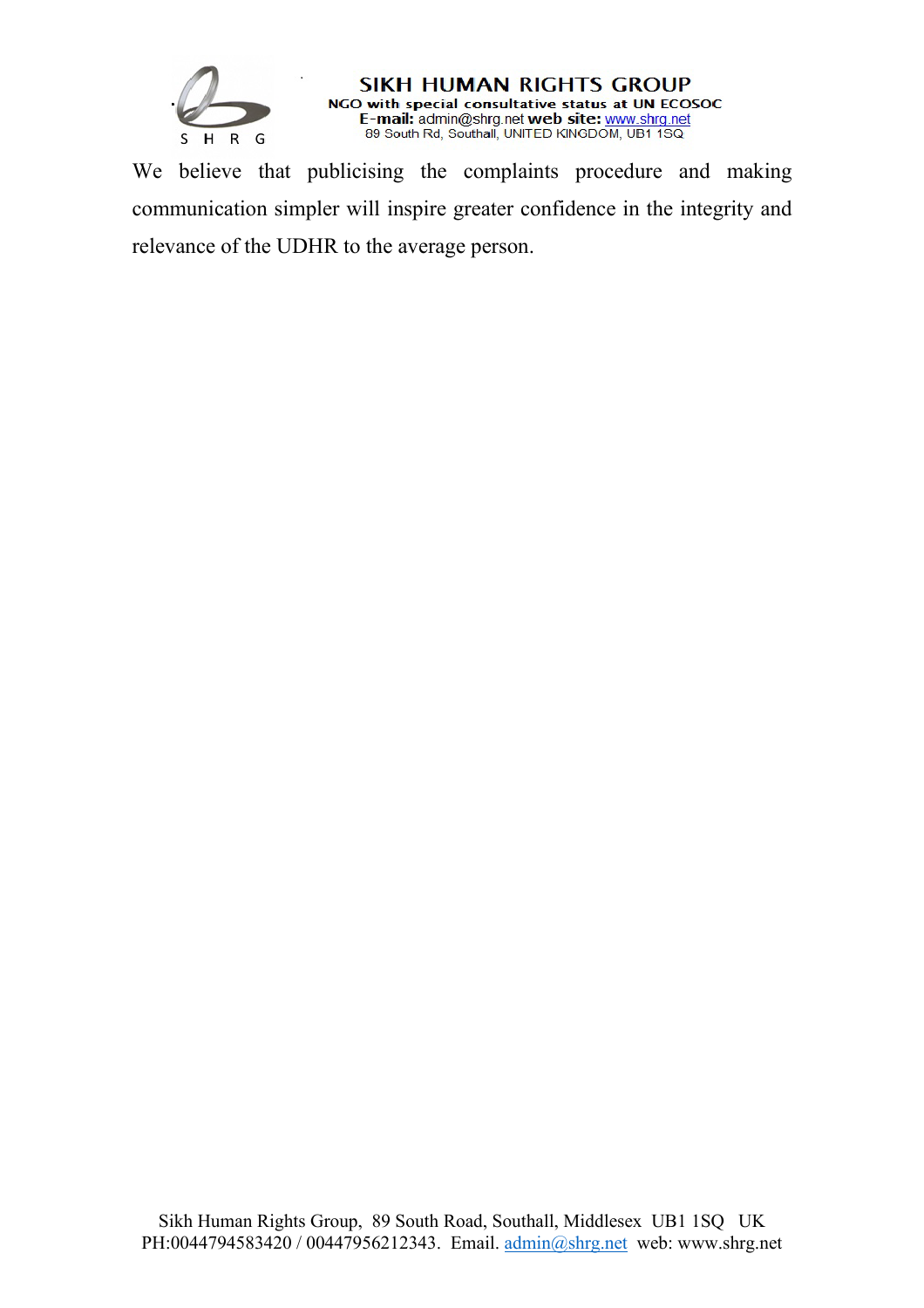We believe that publicising the complaints procedure and making communication simpler will inspire greater confidence in the integrity and relevance of the UDHR to the average person.